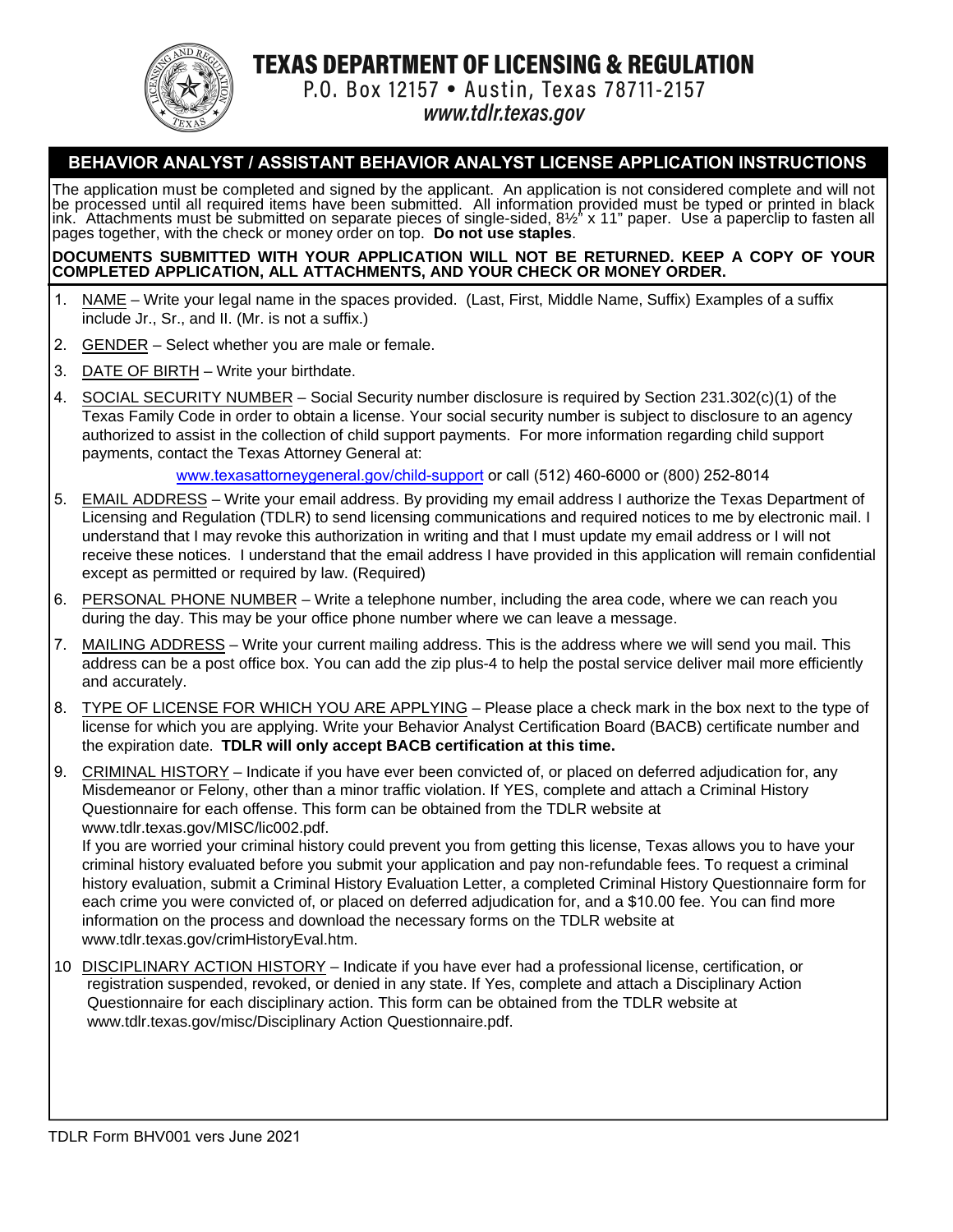# TEXAS DEPARTMENT OF LICENSING & REGULATION

P.O. Box 12157 • Austin, Texas 78711-2157

*www.tdlr.texas.gov*

## BEHAVIOR ANALYST / ASSISTANT BEHAVIOR ANALYST LICENSE APPLICATION INSTRUCTIONS

The application must be completed and signed by the applicant. An application is not considered complete and will not be processed until all required items have been submitted. All information provided must be typed or printed in black ink. Attachments must be submitted on separate pieces of single-sided, 8½" x 11" paper. Use a paperclip to fasten all pages together, with the check or money order on top. **Do not use staples**.

**DOCUMENTS SUBMITTED WITH YOUR APPLICATION WILL NOT BE RETURNED. KEEP A COPY OF YOUR COMPLETED APPLICATION, ALL ATTACHMENTS, AND YOUR CHECK OR MONEY ORDER.**

1. NAME – Write your legal name in the spaces provided. (Last, First, Middle Name, Suffix) Examples of a suffix include Jr., Sr., and II. (Mr. is not a suffix.)
2. GENDER – Select whether you are male or female.
3. DATE OF BIRTH – Write your birthdate.
4. SOCIAL SECURITY NUMBER – Social Security number disclosure is required by Section 231.302(c)(1) of the Texas Family Code in order to obtain a license. Your social security number is subject to disclosure to an agency authorized to assist in the collection of child support payments. For more information regarding child support payments, contact the Texas Attorney General at:

   www.texasattorneygeneral.gov/child-support or call (512) 460-6000 or (800) 252-8014
5. EMAIL ADDRESS – Write your email address. By providing my email address I authorize the Texas Department of Licensing and Regulation (TDLR) to send licensing communications and required notices to me by electronic mail. I understand that I may revoke this authorization in writing and that I must update my email address or I will not receive these notices. I understand that the email address I have provided in this application will remain confidential except as permitted or required by law. (Required)
6. PERSONAL PHONE NUMBER – Write a telephone number, including the area code, where we can reach you during the day. This may be your office phone number where we can leave a message.
7. MAILING ADDRESS – Write your current mailing address. This is the address where we will send you mail. This address can be a post office box. You can add the zip plus-4 to help the postal service deliver mail more efficiently and accurately.
8. TYPE OF LICENSE FOR WHICH YOU ARE APPLYING – Please place a check mark in the box next to the type of license for which you are applying. Write your Behavior Analyst Certification Board (BACB) certificate number and the expiration date. **TDLR will only accept BACB certification at this time.**
9. CRIMINAL HISTORY – Indicate if you have ever been convicted of, or placed on deferred adjudication for, any Misdemeanor or Felony, other than a minor traffic violation. If YES, complete and attach a Criminal History Questionnaire for each offense. This form can be obtained from the TDLR website at www.tdlr.texas.gov/MISC/lic002.pdf.

   If you are worried your criminal history could prevent you from getting this license, Texas allows you to have your criminal history evaluated before you submit your application and pay non-refundable fees. To request a criminal history evaluation, submit a Criminal History Evaluation Letter, a completed Criminal History Questionnaire form for each crime you were convicted of, or placed on deferred adjudication for, and a $10.00 fee. You can find more information on the process and download the necessary forms on the TDLR website at www.tdlr.texas.gov/crimHistoryEval.htm.
10. DISCIPLINARY ACTION HISTORY – Indicate if you have ever had a professional license, certification, or registration suspended, revoked, or denied in any state. If Yes, complete and attach a Disciplinary Action Questionnaire for each disciplinary action. This form can be obtained from the TDLR website at www.tdlr.texas.gov/misc/Disciplinary Action Questionnaire.pdf.

TDLR Form BHV001 vers June 2021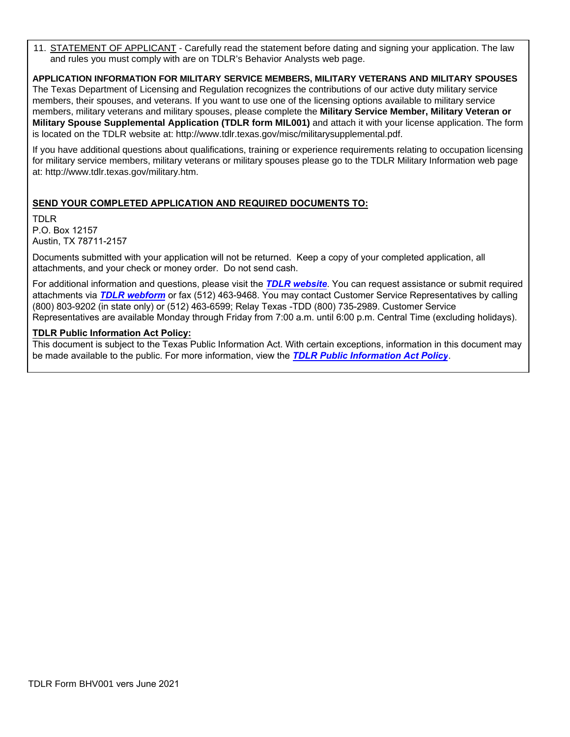11. STATEMENT OF APPLICANT - Carefully read the statement before dating and signing your application. The law and rules you must comply with are on TDLR's Behavior Analysts web page.

**APPLICATION INFORMATION FOR MILITARY SERVICE MEMBERS, MILITARY VETERANS AND MILITARY SPOUSES**
The Texas Department of Licensing and Regulation recognizes the contributions of our active duty military service members, their spouses, and veterans. If you want to use one of the licensing options available to military service members, military veterans and military spouses, please complete the **Military Service Member, Military Veteran or Military Spouse Supplemental Application (TDLR form MIL001)** and attach it with your license application. The form is located on the TDLR website at: http://www.tdlr.texas.gov/misc/militarysupplemental.pdf.

If you have additional questions about qualifications, training or experience requirements relating to occupation licensing for military service members, military veterans or military spouses please go to the TDLR Military Information web page at: http://www.tdlr.texas.gov/military.htm.

**SEND YOUR COMPLETED APPLICATION AND REQUIRED DOCUMENTS TO:**

TDLR
P.O. Box 12157
Austin, TX 78711-2157

Documents submitted with your application will not be returned. Keep a copy of your completed application, all attachments, and your check or money order. Do not send cash.

For additional information and questions, please visit the ***TDLR website***. You can request assistance or submit required attachments via ***TDLR webform*** or fax (512) 463-9468. You may contact Customer Service Representatives by calling (800) 803-9202 (in state only) or (512) 463-6599; Relay Texas -TDD (800) 735-2989. Customer Service Representatives are available Monday through Friday from 7:00 a.m. until 6:00 p.m. Central Time (excluding holidays).

**TDLR Public Information Act Policy:**
This document is subject to the Texas Public Information Act. With certain exceptions, information in this document may be made available to the public. For more information, view the ***TDLR Public Information Act Policy***.

TDLR Form BHV001 vers June 2021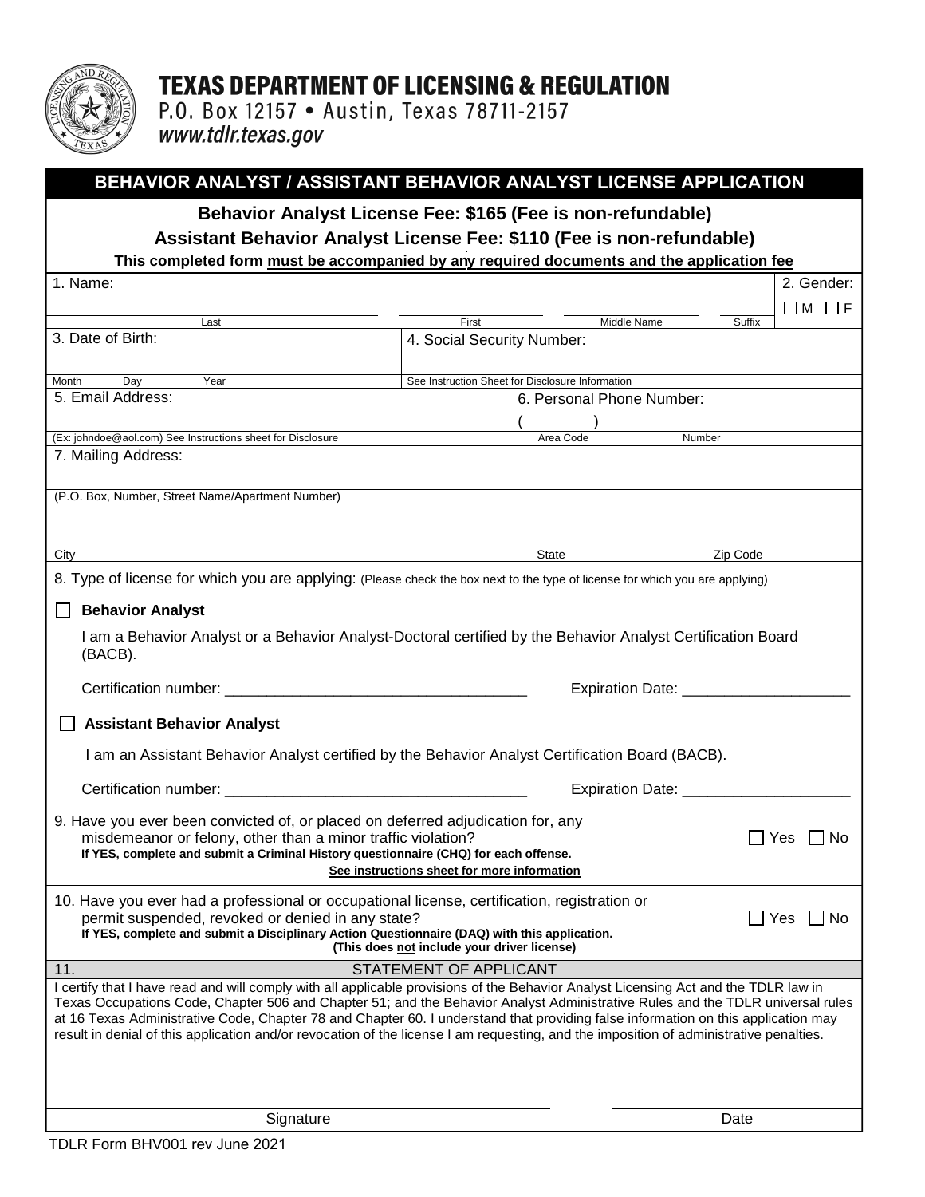**TEXAS DEPARTMENT OF LICENSING & REGULATION**
P.O. Box 12157 • Austin, Texas 78711-2157
*www.tdlr.texas.gov*

# BEHAVIOR ANALYST / ASSISTANT BEHAVIOR ANALYST LICENSE APPLICATION

**Behavior Analyst License Fee: $165 (Fee is non-refundable)**

**Assistant Behavior Analyst License Fee: $110 (Fee is non-refundable)**

**This completed form must be accompanied by any required documents and the application fee**

1. Name: ______________________ (Last) ______________ (First) ______________ (Middle Name) ______ (Suffix)

2. Gender: ☐ M ☐ F

3. Date of Birth: ________ (Month / Day / Year)

4. Social Security Number: ____________ (See Instruction Sheet for Disclosure Information)

5. Email Address: ____________ (Ex: johndoe@aol.com) See Instructions sheet for Disclosure

6. Personal Phone Number: ( ) ____________ (Area Code / Number)

7. Mailing Address: ______________________ (P.O. Box, Number, Street Name/Apartment Number)

______________________ (City) ________ (State) ________ (Zip Code)

8. Type of license for which you are applying: (Please check the box next to the type of license for which you are applying)

☐ **Behavior Analyst**

I am a Behavior Analyst or a Behavior Analyst-Doctoral certified by the Behavior Analyst Certification Board (BACB).

Certification number: ___________________________________ Expiration Date: ____________________

☐ **Assistant Behavior Analyst**

I am an Assistant Behavior Analyst certified by the Behavior Analyst Certification Board (BACB).

Certification number: ___________________________________ Expiration Date: ____________________

9. Have you ever been convicted of, or placed on deferred adjudication for, any misdemeanor or felony, other than a minor traffic violation? ☐ Yes ☐ No

**If YES, complete and submit a Criminal History questionnaire (CHQ) for each offense.**
**See instructions sheet for more information**

10. Have you ever had a professional or occupational license, certification, registration or permit suspended, revoked or denied in any state? ☐ Yes ☐ No

**If YES, complete and submit a Disciplinary Action Questionnaire (DAQ) with this application.**
**(This does not include your driver license)**

11. STATEMENT OF APPLICANT

I certify that I have read and will comply with all applicable provisions of the Behavior Analyst Licensing Act and the TDLR law in Texas Occupations Code, Chapter 506 and Chapter 51; and the Behavior Analyst Administrative Rules and the TDLR universal rules at 16 Texas Administrative Code, Chapter 78 and Chapter 60. I understand that providing false information on this application may result in denial of this application and/or revocation of the license I am requesting, and the imposition of administrative penalties.

______________________________ Signature ______________ Date

TDLR Form BHV001 rev June 2021